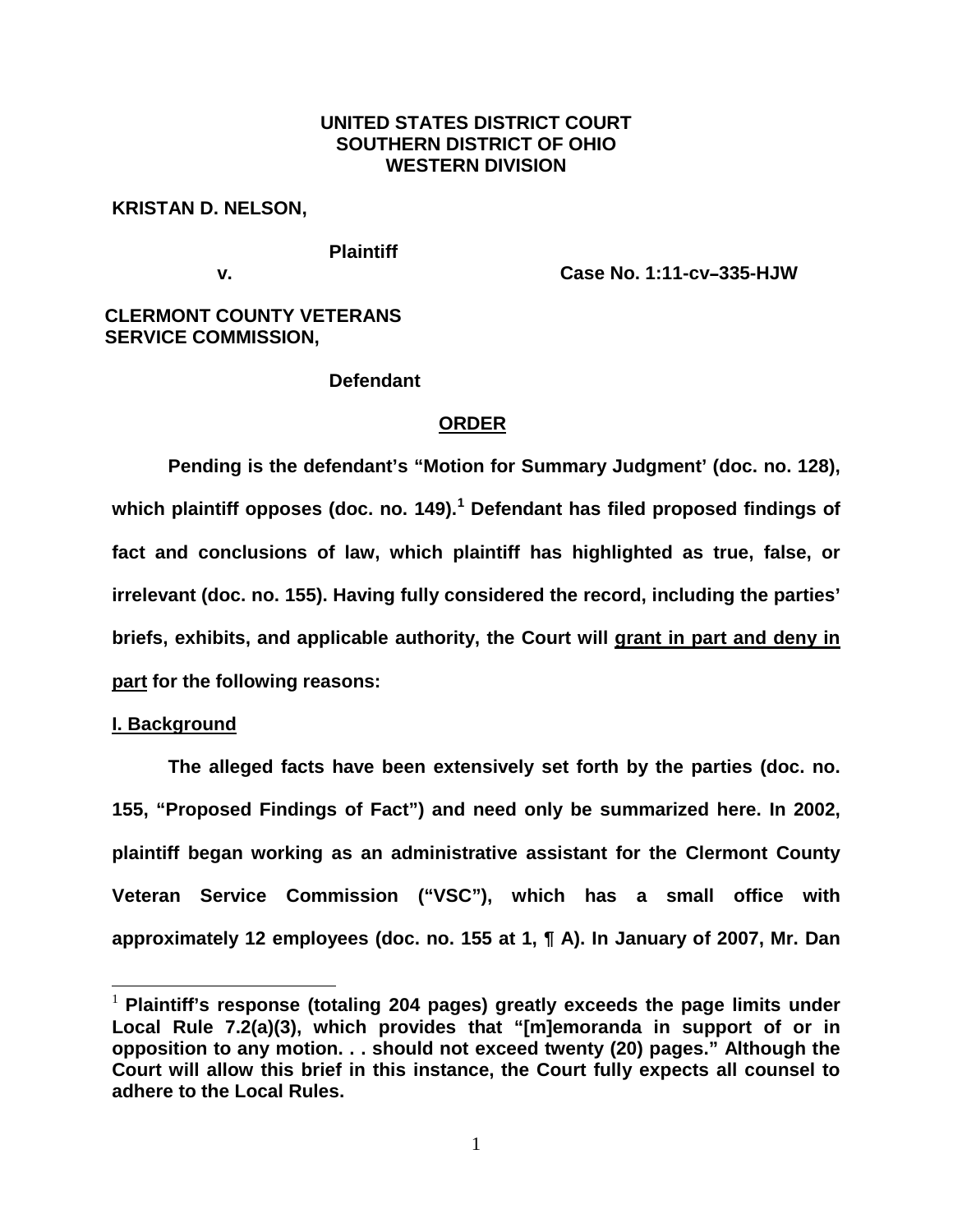**UNITED STATES DISTRICT COURT**
**SOUTHERN DISTRICT OF OHIO**
**WESTERN DIVISION**

**KRISTAN D. NELSON,**

**Plaintiff**

**v. Case No. 1:11-cv–335-HJW**

**CLERMONT COUNTY VETERANS SERVICE COMMISSION,**

**Defendant**

**ORDER**

**Pending is the defendant's "Motion for Summary Judgment' (doc. no. 128), which plaintiff opposes (doc. no. 149).[1] Defendant has filed proposed findings of fact and conclusions of law, which plaintiff has highlighted as true, false, or irrelevant (doc. no. 155). Having fully considered the record, including the parties' briefs, exhibits, and applicable authority, the Court will grant in part and deny in part for the following reasons:**

**I. Background**

**The alleged facts have been extensively set forth by the parties (doc. no. 155, "Proposed Findings of Fact") and need only be summarized here. In 2002, plaintiff began working as an administrative assistant for the Clermont County Veteran Service Commission ("VSC"), which has a small office with approximately 12 employees (doc. no. 155 at 1, ¶ A). In January of 2007, Mr. Dan**

[1] **Plaintiff's response (totaling 204 pages) greatly exceeds the page limits under Local Rule 7.2(a)(3), which provides that "[m]emoranda in support of or in opposition to any motion. . . should not exceed twenty (20) pages." Although the Court will allow this brief in this instance, the Court fully expects all counsel to adhere to the Local Rules.**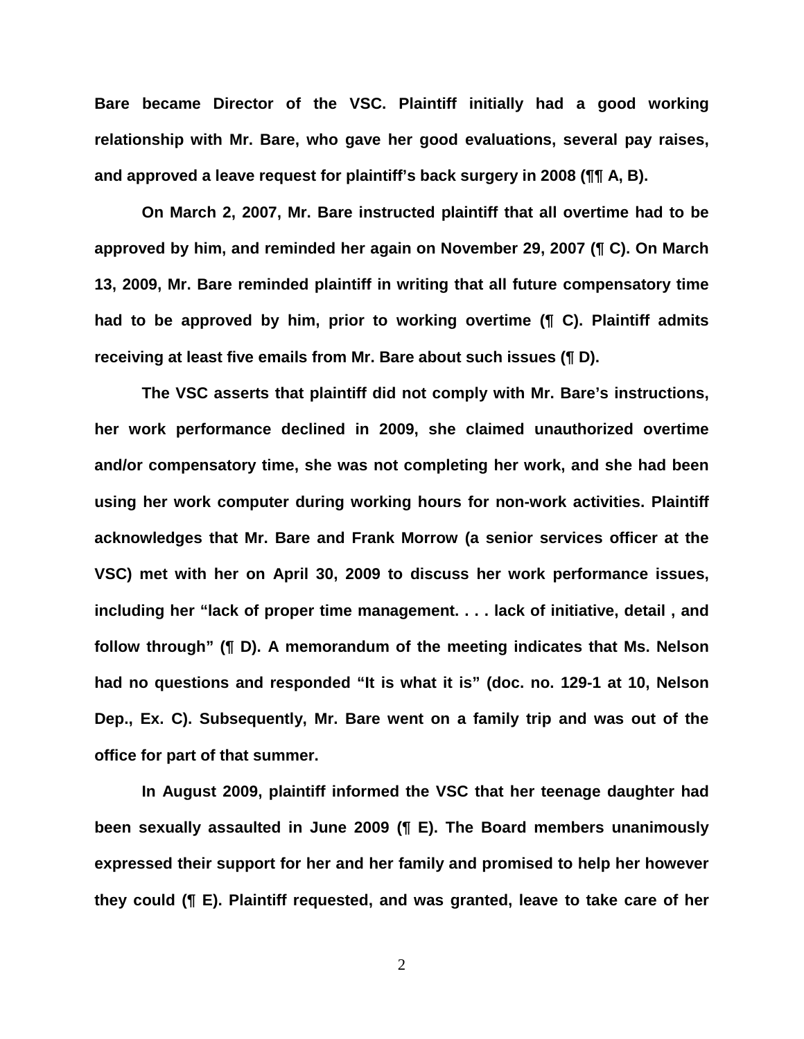Bare became Director of the VSC. Plaintiff initially had a good working relationship with Mr. Bare, who gave her good evaluations, several pay raises, and approved a leave request for plaintiff's back surgery in 2008 (¶¶ A, B).

On March 2, 2007, Mr. Bare instructed plaintiff that all overtime had to be approved by him, and reminded her again on November 29, 2007 (¶ C). On March 13, 2009, Mr. Bare reminded plaintiff in writing that all future compensatory time had to be approved by him, prior to working overtime (¶ C). Plaintiff admits receiving at least five emails from Mr. Bare about such issues (¶ D).

The VSC asserts that plaintiff did not comply with Mr. Bare's instructions, her work performance declined in 2009, she claimed unauthorized overtime and/or compensatory time, she was not completing her work, and she had been using her work computer during working hours for non-work activities. Plaintiff acknowledges that Mr. Bare and Frank Morrow (a senior services officer at the VSC) met with her on April 30, 2009 to discuss her work performance issues, including her "lack of proper time management. . . . lack of initiative, detail , and follow through" (¶ D). A memorandum of the meeting indicates that Ms. Nelson had no questions and responded "It is what it is" (doc. no. 129-1 at 10, Nelson Dep., Ex. C). Subsequently, Mr. Bare went on a family trip and was out of the office for part of that summer.

In August 2009, plaintiff informed the VSC that her teenage daughter had been sexually assaulted in June 2009 (¶ E). The Board members unanimously expressed their support for her and her family and promised to help her however they could (¶ E). Plaintiff requested, and was granted, leave to take care of her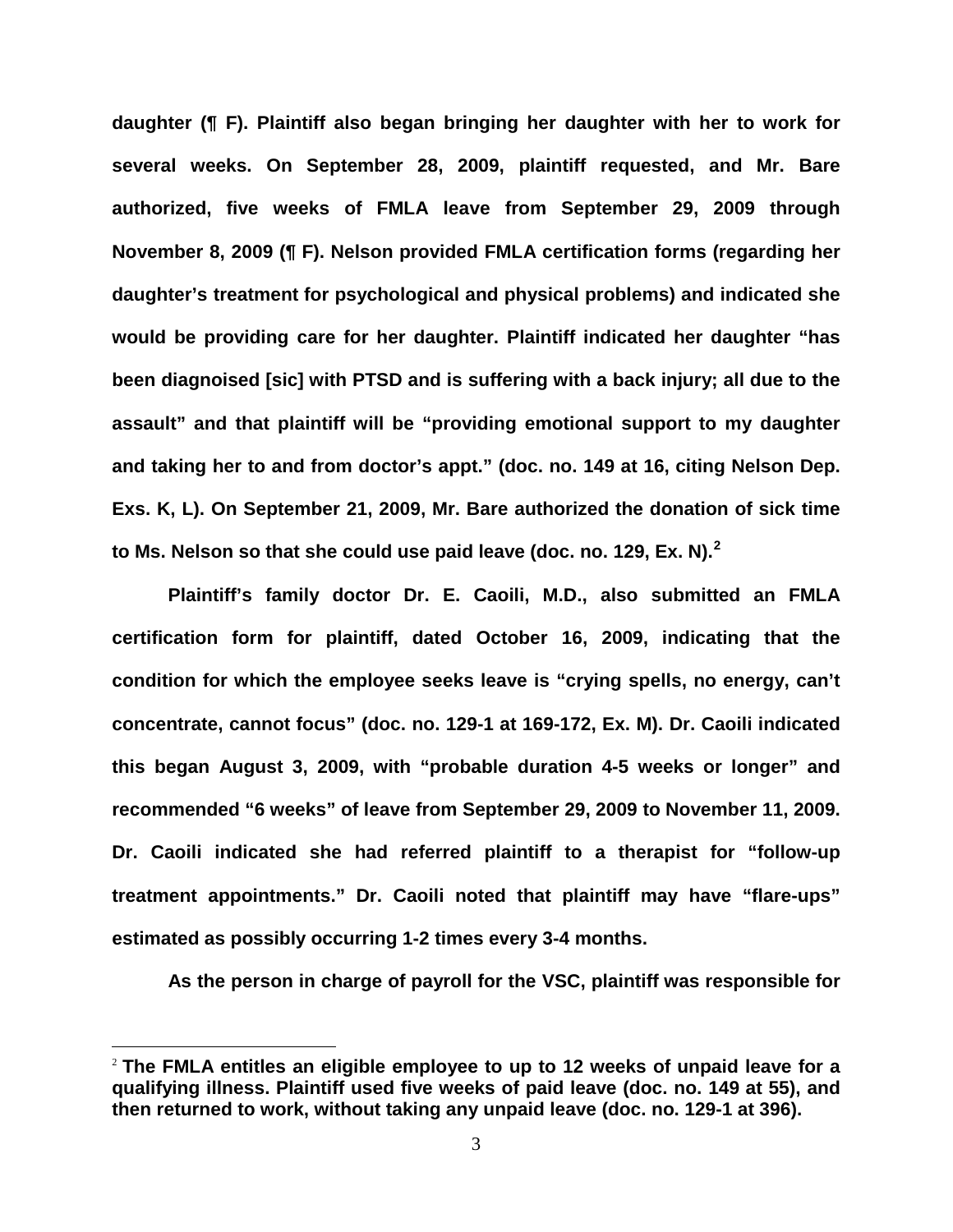daughter (¶ F). Plaintiff also began bringing her daughter with her to work for several weeks. On September 28, 2009, plaintiff requested, and Mr. Bare authorized, five weeks of FMLA leave from September 29, 2009 through November 8, 2009 (¶ F). Nelson provided FMLA certification forms (regarding her daughter's treatment for psychological and physical problems) and indicated she would be providing care for her daughter. Plaintiff indicated her daughter "has been diagnoised [sic] with PTSD and is suffering with a back injury; all due to the assault" and that plaintiff will be "providing emotional support to my daughter and taking her to and from doctor's appt." (doc. no. 149 at 16, citing Nelson Dep. Exs. K, L). On September 21, 2009, Mr. Bare authorized the donation of sick time to Ms. Nelson so that she could use paid leave (doc. no. 129, Ex. N).[2]

Plaintiff's family doctor Dr. E. Caoili, M.D., also submitted an FMLA certification form for plaintiff, dated October 16, 2009, indicating that the condition for which the employee seeks leave is "crying spells, no energy, can't concentrate, cannot focus" (doc. no. 129-1 at 169-172, Ex. M). Dr. Caoili indicated this began August 3, 2009, with "probable duration 4-5 weeks or longer" and recommended "6 weeks" of leave from September 29, 2009 to November 11, 2009. Dr. Caoili indicated she had referred plaintiff to a therapist for "follow-up treatment appointments." Dr. Caoili noted that plaintiff may have "flare-ups" estimated as possibly occurring 1-2 times every 3-4 months.

As the person in charge of payroll for the VSC, plaintiff was responsible for

[2] The FMLA entitles an eligible employee to up to 12 weeks of unpaid leave for a qualifying illness. Plaintiff used five weeks of paid leave (doc. no. 149 at 55), and then returned to work, without taking any unpaid leave (doc. no. 129-1 at 396).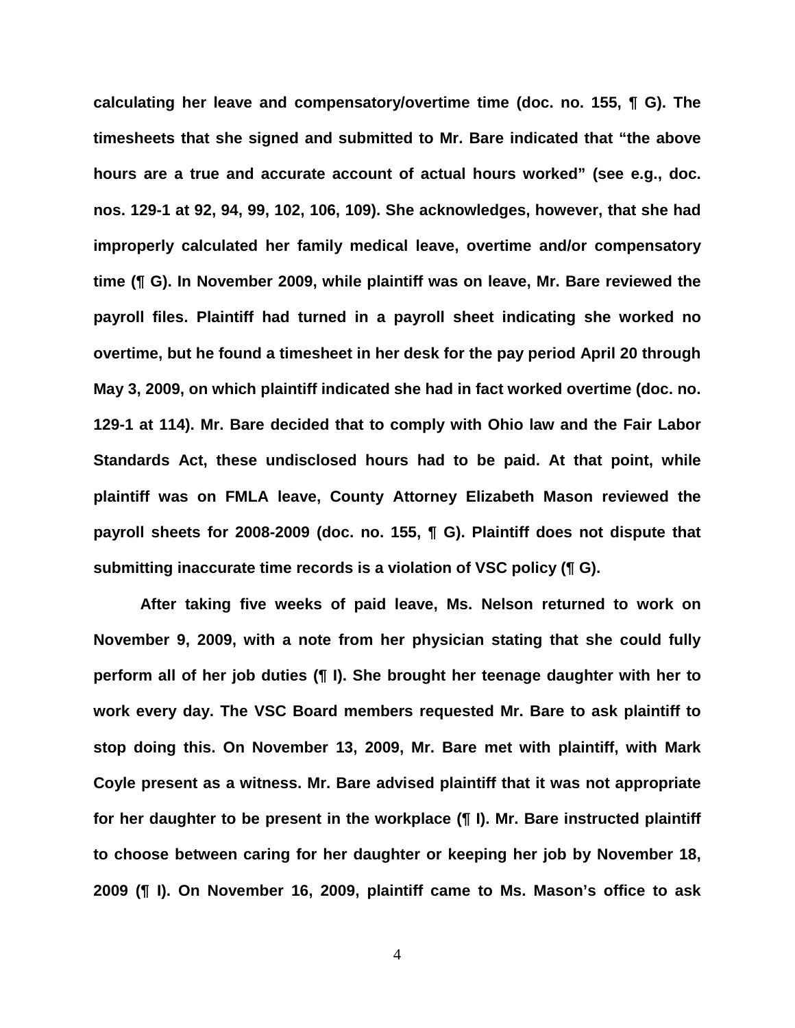**calculating her leave and compensatory/overtime time (doc. no. 155, ¶ G). The timesheets that she signed and submitted to Mr. Bare indicated that "the above hours are a true and accurate account of actual hours worked" (see e.g., doc. nos. 129-1 at 92, 94, 99, 102, 106, 109). She acknowledges, however, that she had improperly calculated her family medical leave, overtime and/or compensatory time (¶ G). In November 2009, while plaintiff was on leave, Mr. Bare reviewed the payroll files. Plaintiff had turned in a payroll sheet indicating she worked no overtime, but he found a timesheet in her desk for the pay period April 20 through May 3, 2009, on which plaintiff indicated she had in fact worked overtime (doc. no. 129-1 at 114). Mr. Bare decided that to comply with Ohio law and the Fair Labor Standards Act, these undisclosed hours had to be paid. At that point, while plaintiff was on FMLA leave, County Attorney Elizabeth Mason reviewed the payroll sheets for 2008-2009 (doc. no. 155, ¶ G). Plaintiff does not dispute that submitting inaccurate time records is a violation of VSC policy (¶ G).**

**After taking five weeks of paid leave, Ms. Nelson returned to work on November 9, 2009, with a note from her physician stating that she could fully perform all of her job duties (¶ I). She brought her teenage daughter with her to work every day. The VSC Board members requested Mr. Bare to ask plaintiff to stop doing this. On November 13, 2009, Mr. Bare met with plaintiff, with Mark Coyle present as a witness. Mr. Bare advised plaintiff that it was not appropriate for her daughter to be present in the workplace (¶ I). Mr. Bare instructed plaintiff to choose between caring for her daughter or keeping her job by November 18, 2009 (¶ I). On November 16, 2009, plaintiff came to Ms. Mason's office to ask**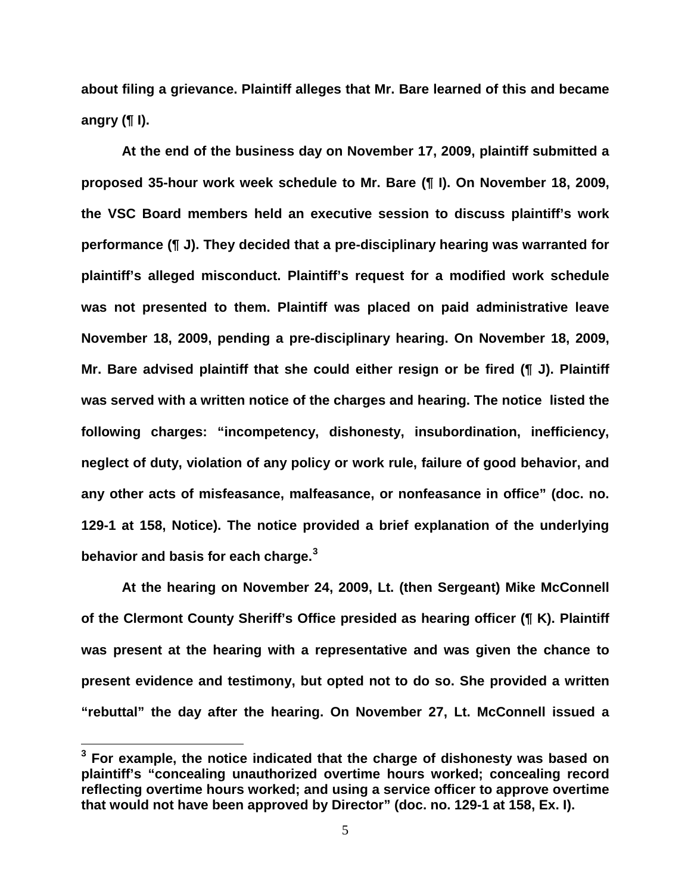about filing a grievance. Plaintiff alleges that Mr. Bare learned of this and became angry (¶ I).

At the end of the business day on November 17, 2009, plaintiff submitted a proposed 35-hour work week schedule to Mr. Bare (¶ I). On November 18, 2009, the VSC Board members held an executive session to discuss plaintiff's work performance (¶ J). They decided that a pre-disciplinary hearing was warranted for plaintiff's alleged misconduct. Plaintiff's request for a modified work schedule was not presented to them. Plaintiff was placed on paid administrative leave November 18, 2009, pending a pre-disciplinary hearing. On November 18, 2009, Mr. Bare advised plaintiff that she could either resign or be fired (¶ J). Plaintiff was served with a written notice of the charges and hearing. The notice listed the following charges: "incompetency, dishonesty, insubordination, inefficiency, neglect of duty, violation of any policy or work rule, failure of good behavior, and any other acts of misfeasance, malfeasance, or nonfeasance in office" (doc. no. 129-1 at 158, Notice). The notice provided a brief explanation of the underlying behavior and basis for each charge.[3]

At the hearing on November 24, 2009, Lt. (then Sergeant) Mike McConnell of the Clermont County Sheriff's Office presided as hearing officer (¶ K). Plaintiff was present at the hearing with a representative and was given the chance to present evidence and testimony, but opted not to do so. She provided a written "rebuttal" the day after the hearing. On November 27, Lt. McConnell issued a

---

[3] For example, the notice indicated that the charge of dishonesty was based on plaintiff's "concealing unauthorized overtime hours worked; concealing record reflecting overtime hours worked; and using a service officer to approve overtime that would not have been approved by Director" (doc. no. 129-1 at 158, Ex. I).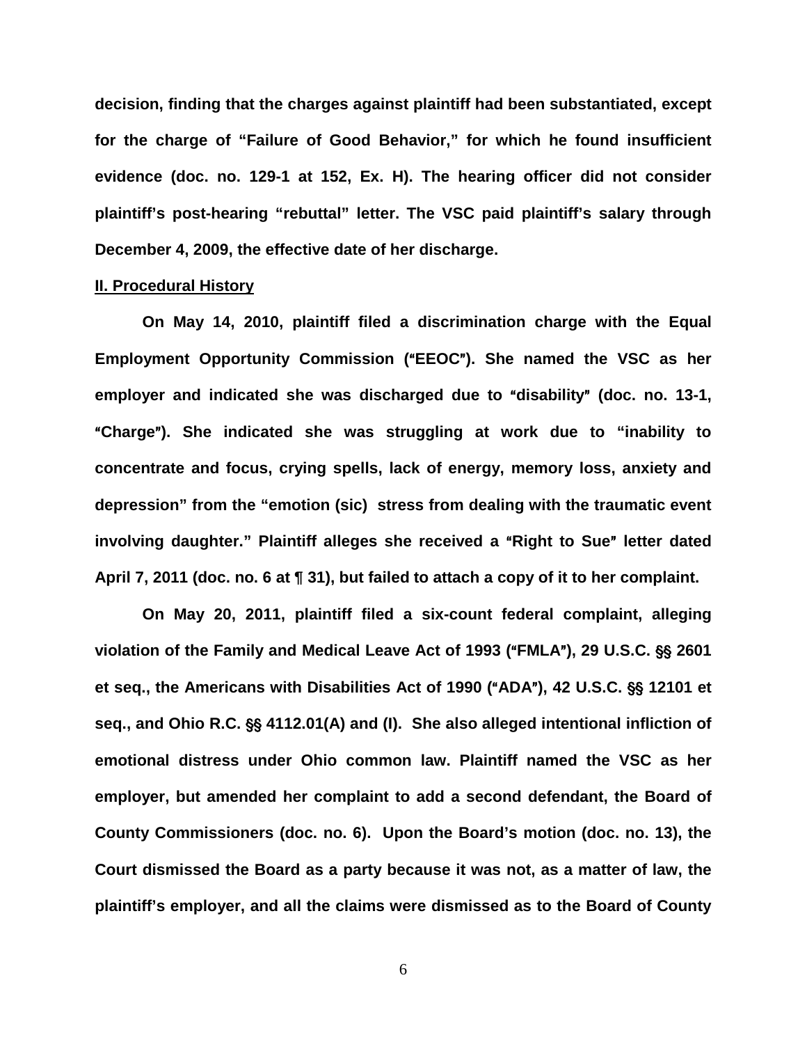decision, finding that the charges against plaintiff had been substantiated, except for the charge of "Failure of Good Behavior," for which he found insufficient evidence (doc. no. 129-1 at 152, Ex. H). The hearing officer did not consider plaintiff's post-hearing "rebuttal" letter. The VSC paid plaintiff's salary through December 4, 2009, the effective date of her discharge.

## II. Procedural History

On May 14, 2010, plaintiff filed a discrimination charge with the Equal Employment Opportunity Commission ("EEOC"). She named the VSC as her employer and indicated she was discharged due to "disability" (doc. no. 13-1, "Charge"). She indicated she was struggling at work due to "inability to concentrate and focus, crying spells, lack of energy, memory loss, anxiety and depression" from the "emotion (sic) stress from dealing with the traumatic event involving daughter." Plaintiff alleges she received a "Right to Sue" letter dated April 7, 2011 (doc. no. 6 at ¶ 31), but failed to attach a copy of it to her complaint.

On May 20, 2011, plaintiff filed a six-count federal complaint, alleging violation of the Family and Medical Leave Act of 1993 ("FMLA"), 29 U.S.C. §§ 2601 et seq., the Americans with Disabilities Act of 1990 ("ADA"), 42 U.S.C. §§ 12101 et seq., and Ohio R.C. §§ 4112.01(A) and (I). She also alleged intentional infliction of emotional distress under Ohio common law. Plaintiff named the VSC as her employer, but amended her complaint to add a second defendant, the Board of County Commissioners (doc. no. 6). Upon the Board's motion (doc. no. 13), the Court dismissed the Board as a party because it was not, as a matter of law, the plaintiff's employer, and all the claims were dismissed as to the Board of County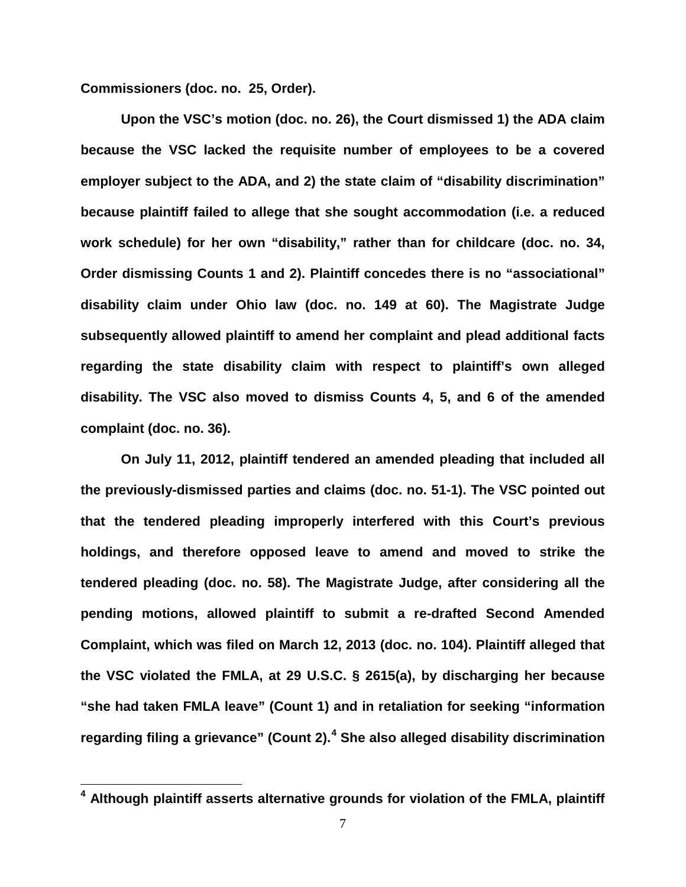**Commissioners (doc. no. 25, Order).**

**Upon the VSC's motion (doc. no. 26), the Court dismissed 1) the ADA claim because the VSC lacked the requisite number of employees to be a covered employer subject to the ADA, and 2) the state claim of "disability discrimination" because plaintiff failed to allege that she sought accommodation (i.e. a reduced work schedule) for her own "disability," rather than for childcare (doc. no. 34, Order dismissing Counts 1 and 2). Plaintiff concedes there is no "associational" disability claim under Ohio law (doc. no. 149 at 60). The Magistrate Judge subsequently allowed plaintiff to amend her complaint and plead additional facts regarding the state disability claim with respect to plaintiff's own alleged disability. The VSC also moved to dismiss Counts 4, 5, and 6 of the amended complaint (doc. no. 36).**

**On July 11, 2012, plaintiff tendered an amended pleading that included all the previously-dismissed parties and claims (doc. no. 51-1). The VSC pointed out that the tendered pleading improperly interfered with this Court's previous holdings, and therefore opposed leave to amend and moved to strike the tendered pleading (doc. no. 58). The Magistrate Judge, after considering all the pending motions, allowed plaintiff to submit a re-drafted Second Amended Complaint, which was filed on March 12, 2013 (doc. no. 104). Plaintiff alleged that the VSC violated the FMLA, at 29 U.S.C. § 2615(a), by discharging her because "she had taken FMLA leave" (Count 1) and in retaliation for seeking "information regarding filing a grievance" (Count 2).[4] She also alleged disability discrimination**

---

**[4] Although plaintiff asserts alternative grounds for violation of the FMLA, plaintiff**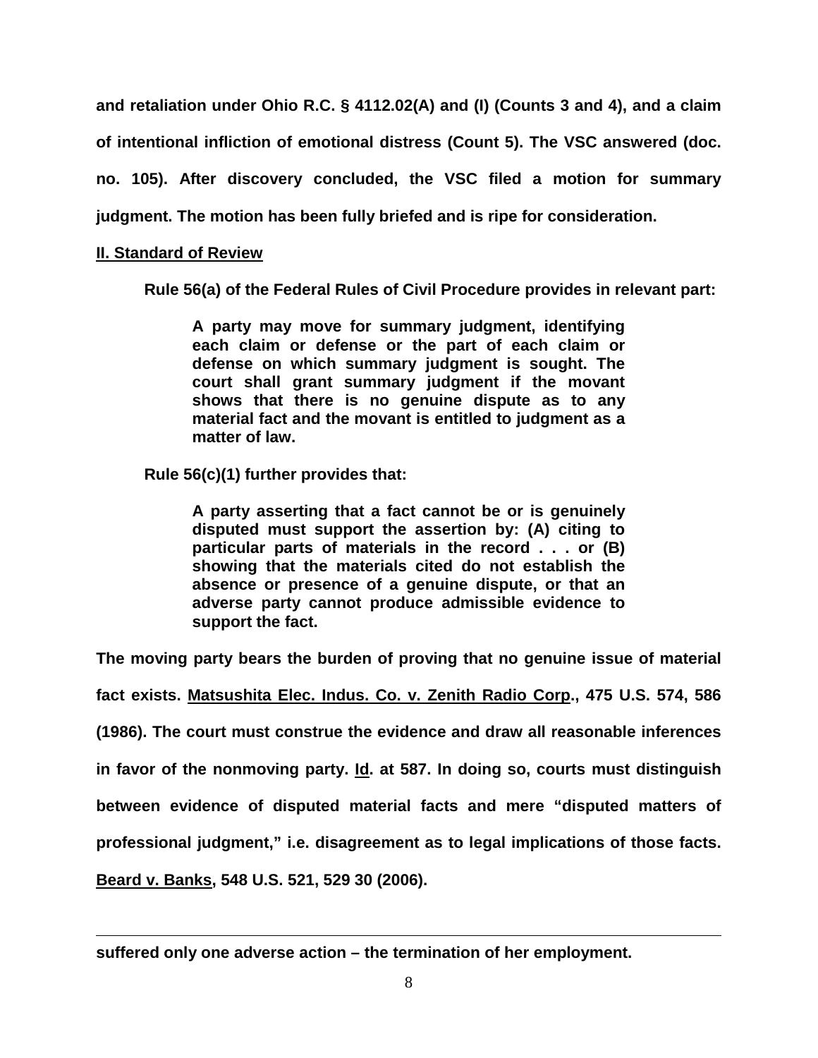and retaliation under Ohio R.C. § 4112.02(A) and (I) (Counts 3 and 4), and a claim of intentional infliction of emotional distress (Count 5). The VSC answered (doc. no. 105). After discovery concluded, the VSC filed a motion for summary judgment. The motion has been fully briefed and is ripe for consideration.

## II. Standard of Review

Rule 56(a) of the Federal Rules of Civil Procedure provides in relevant part:

> A party may move for summary judgment, identifying each claim or defense or the part of each claim or defense on which summary judgment is sought. The court shall grant summary judgment if the movant shows that there is no genuine dispute as to any material fact and the movant is entitled to judgment as a matter of law.

Rule 56(c)(1) further provides that:

> A party asserting that a fact cannot be or is genuinely disputed must support the assertion by: (A) citing to particular parts of materials in the record . . . or (B) showing that the materials cited do not establish the absence or presence of a genuine dispute, or that an adverse party cannot produce admissible evidence to support the fact.

The moving party bears the burden of proving that no genuine issue of material fact exists. Matsushita Elec. Indus. Co. v. Zenith Radio Corp., 475 U.S. 574, 586 (1986). The court must construe the evidence and draw all reasonable inferences in favor of the nonmoving party. Id. at 587. In doing so, courts must distinguish between evidence of disputed material facts and mere "disputed matters of professional judgment," i.e. disagreement as to legal implications of those facts. Beard v. Banks, 548 U.S. 521, 529 30 (2006).

---

suffered only one adverse action – the termination of her employment.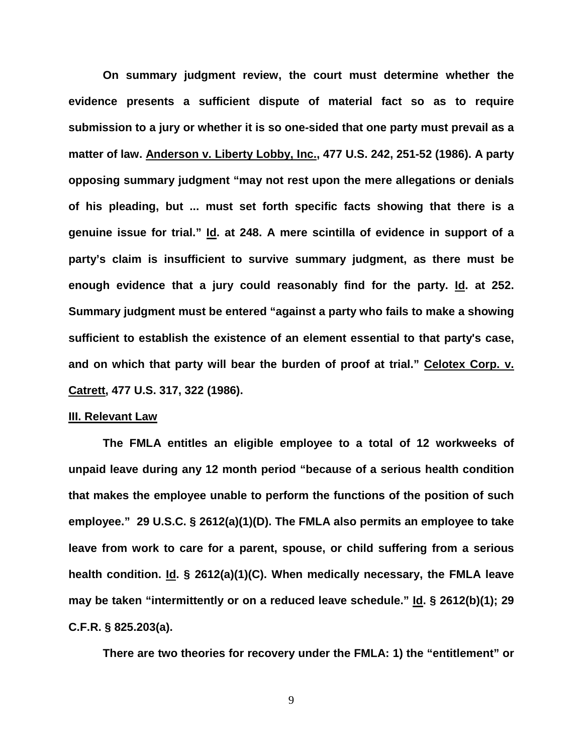On summary judgment review, the court must determine whether the evidence presents a sufficient dispute of material fact so as to require submission to a jury or whether it is so one-sided that one party must prevail as a matter of law. Anderson v. Liberty Lobby, Inc., 477 U.S. 242, 251-52 (1986). A party opposing summary judgment "may not rest upon the mere allegations or denials of his pleading, but ... must set forth specific facts showing that there is a genuine issue for trial." Id. at 248. A mere scintilla of evidence in support of a party's claim is insufficient to survive summary judgment, as there must be enough evidence that a jury could reasonably find for the party. Id. at 252. Summary judgment must be entered "against a party who fails to make a showing sufficient to establish the existence of an element essential to that party's case, and on which that party will bear the burden of proof at trial." Celotex Corp. v. Catrett, 477 U.S. 317, 322 (1986).

## III. Relevant Law

The FMLA entitles an eligible employee to a total of 12 workweeks of unpaid leave during any 12 month period "because of a serious health condition that makes the employee unable to perform the functions of the position of such employee." 29 U.S.C. § 2612(a)(1)(D). The FMLA also permits an employee to take leave from work to care for a parent, spouse, or child suffering from a serious health condition. Id. § 2612(a)(1)(C). When medically necessary, the FMLA leave may be taken "intermittently or on a reduced leave schedule." Id. § 2612(b)(1); 29 C.F.R. § 825.203(a).

There are two theories for recovery under the FMLA: 1) the "entitlement" or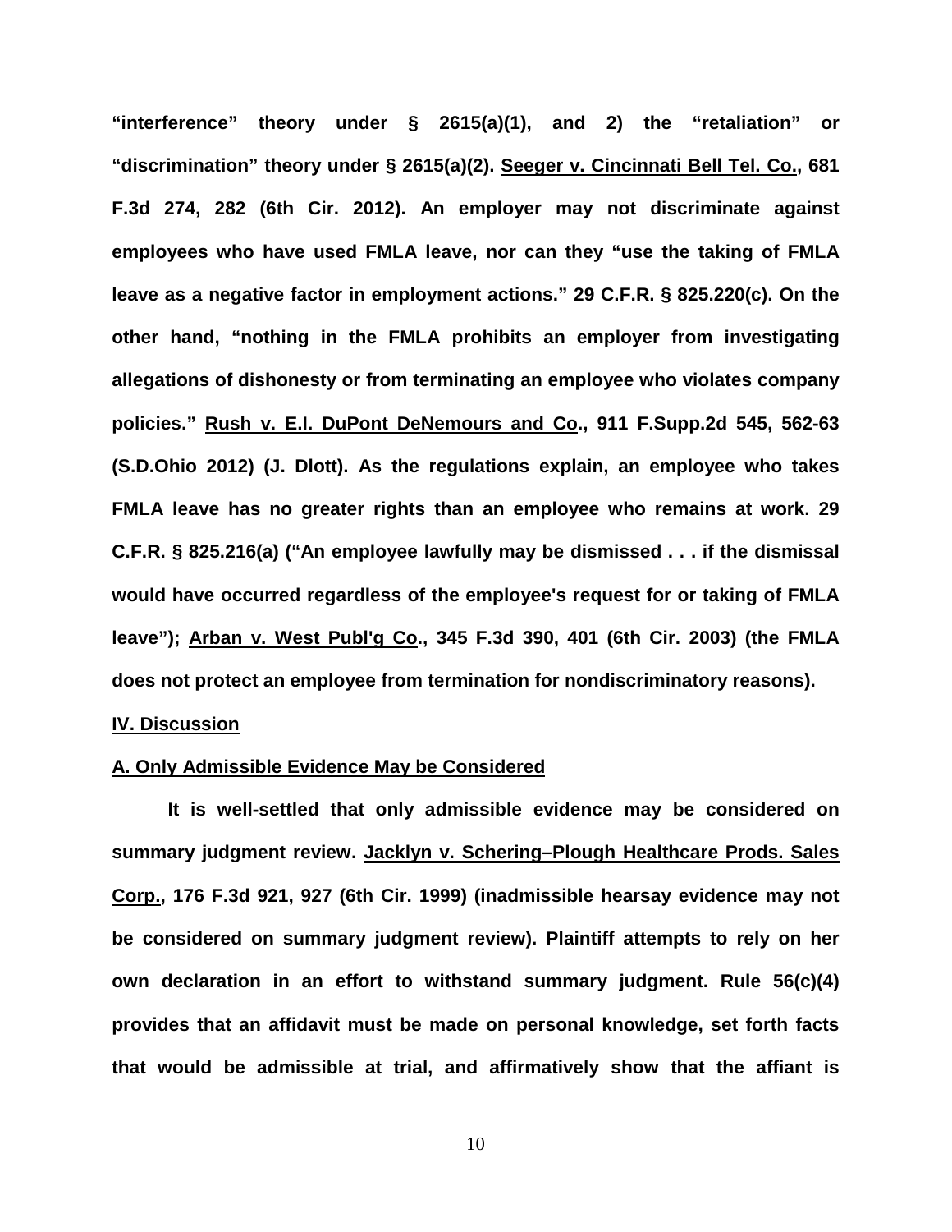**"interference" theory under § 2615(a)(1), and 2) the "retaliation" or "discrimination" theory under § 2615(a)(2). Seeger v. Cincinnati Bell Tel. Co., 681 F.3d 274, 282 (6th Cir. 2012). An employer may not discriminate against employees who have used FMLA leave, nor can they "use the taking of FMLA leave as a negative factor in employment actions." 29 C.F.R. § 825.220(c). On the other hand, "nothing in the FMLA prohibits an employer from investigating allegations of dishonesty or from terminating an employee who violates company policies." Rush v. E.I. DuPont DeNemours and Co., 911 F.Supp.2d 545, 562-63 (S.D.Ohio 2012) (J. Dlott). As the regulations explain, an employee who takes FMLA leave has no greater rights than an employee who remains at work. 29 C.F.R. § 825.216(a) ("An employee lawfully may be dismissed . . . if the dismissal would have occurred regardless of the employee's request for or taking of FMLA leave"); Arban v. West Publ'g Co., 345 F.3d 390, 401 (6th Cir. 2003) (the FMLA does not protect an employee from termination for nondiscriminatory reasons).**

## IV. Discussion

### A. Only Admissible Evidence May be Considered

**It is well-settled that only admissible evidence may be considered on summary judgment review. Jacklyn v. Schering–Plough Healthcare Prods. Sales Corp., 176 F.3d 921, 927 (6th Cir. 1999) (inadmissible hearsay evidence may not be considered on summary judgment review). Plaintiff attempts to rely on her own declaration in an effort to withstand summary judgment. Rule 56(c)(4) provides that an affidavit must be made on personal knowledge, set forth facts that would be admissible at trial, and affirmatively show that the affiant is**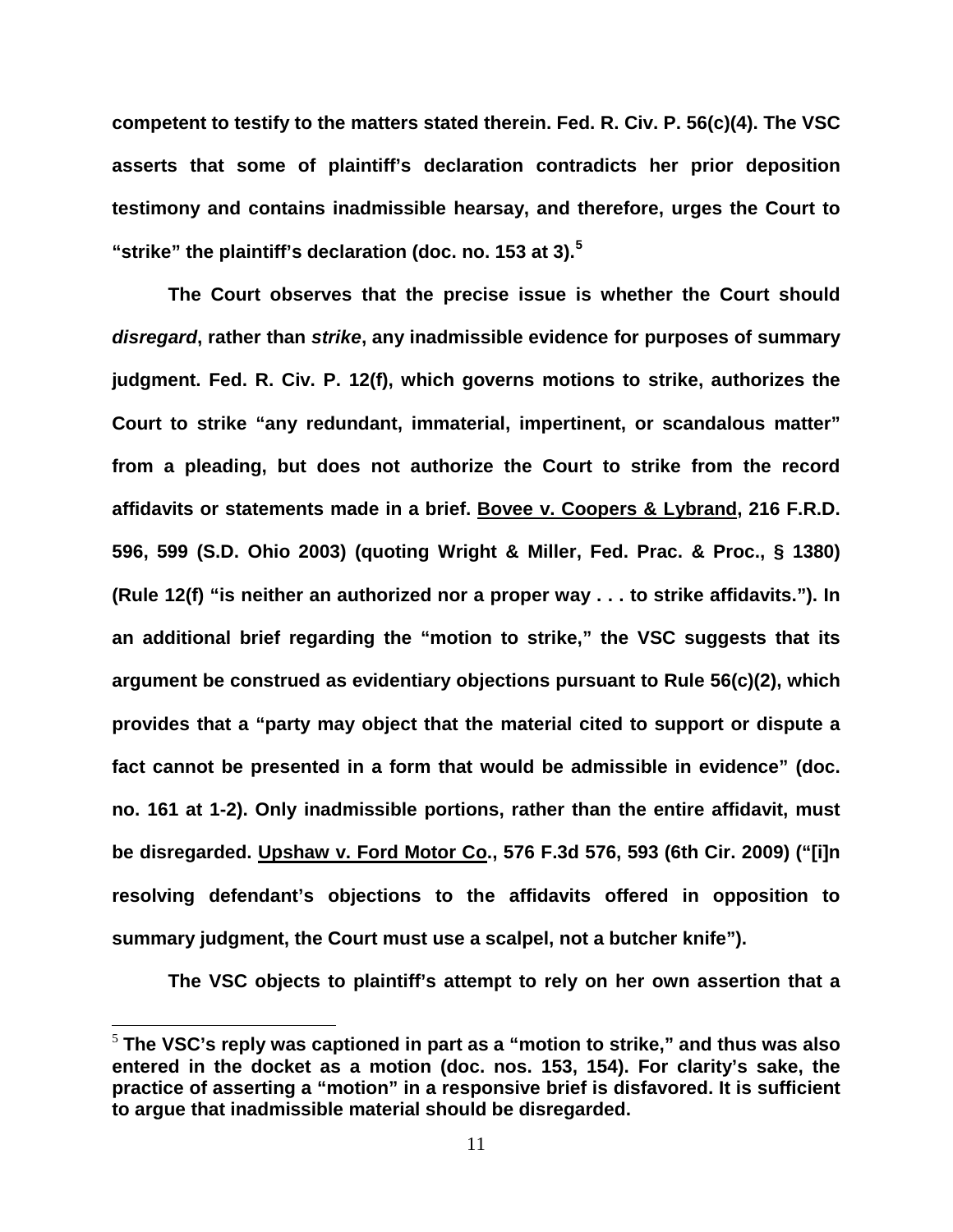competent to testify to the matters stated therein. Fed. R. Civ. P. 56(c)(4). The VSC asserts that some of plaintiff's declaration contradicts her prior deposition testimony and contains inadmissible hearsay, and therefore, urges the Court to "strike" the plaintiff's declaration (doc. no. 153 at 3).[5]

The Court observes that the precise issue is whether the Court should *disregard*, rather than *strike*, any inadmissible evidence for purposes of summary judgment. Fed. R. Civ. P. 12(f), which governs motions to strike, authorizes the Court to strike "any redundant, immaterial, impertinent, or scandalous matter" from a pleading, but does not authorize the Court to strike from the record affidavits or statements made in a brief. Bovee v. Coopers & Lybrand, 216 F.R.D. 596, 599 (S.D. Ohio 2003) (quoting Wright & Miller, Fed. Prac. & Proc., § 1380) (Rule 12(f) "is neither an authorized nor a proper way . . . to strike affidavits."). In an additional brief regarding the "motion to strike," the VSC suggests that its argument be construed as evidentiary objections pursuant to Rule 56(c)(2), which provides that a "party may object that the material cited to support or dispute a fact cannot be presented in a form that would be admissible in evidence" (doc. no. 161 at 1-2). Only inadmissible portions, rather than the entire affidavit, must be disregarded. Upshaw v. Ford Motor Co., 576 F.3d 576, 593 (6th Cir. 2009) ("[i]n resolving defendant's objections to the affidavits offered in opposition to summary judgment, the Court must use a scalpel, not a butcher knife").

The VSC objects to plaintiff's attempt to rely on her own assertion that a

---

[5] The VSC's reply was captioned in part as a "motion to strike," and thus was also entered in the docket as a motion (doc. nos. 153, 154). For clarity's sake, the practice of asserting a "motion" in a responsive brief is disfavored. It is sufficient to argue that inadmissible material should be disregarded.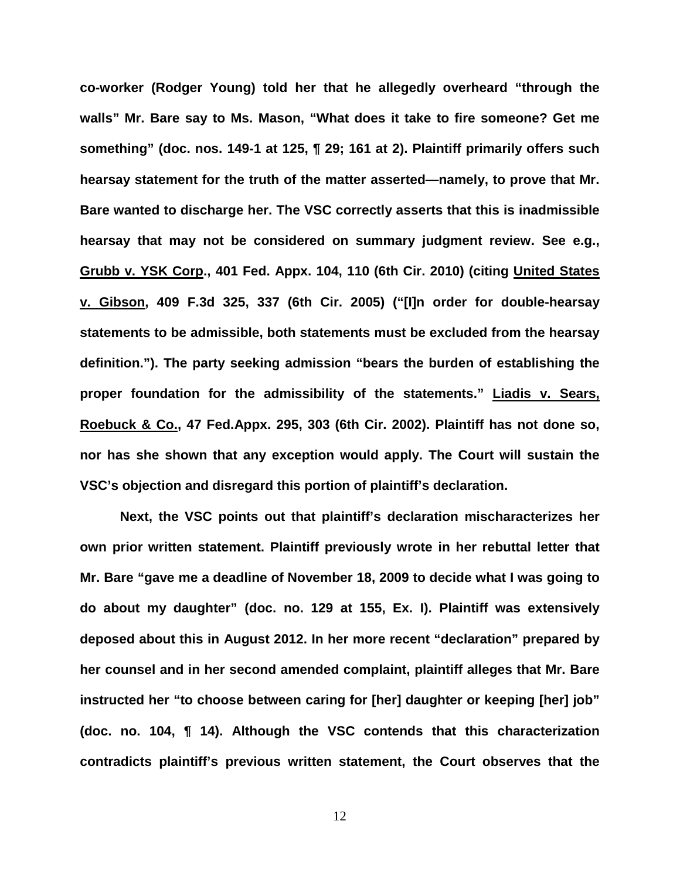**co-worker (Rodger Young) told her that he allegedly overheard "through the walls" Mr. Bare say to Ms. Mason, "What does it take to fire someone? Get me something" (doc. nos. 149-1 at 125, ¶ 29; 161 at 2). Plaintiff primarily offers such hearsay statement for the truth of the matter asserted—namely, to prove that Mr. Bare wanted to discharge her. The VSC correctly asserts that this is inadmissible hearsay that may not be considered on summary judgment review. See e.g., Grubb v. YSK Corp., 401 Fed. Appx. 104, 110 (6th Cir. 2010) (citing United States v. Gibson, 409 F.3d 325, 337 (6th Cir. 2005) ("[I]n order for double-hearsay statements to be admissible, both statements must be excluded from the hearsay definition."). The party seeking admission "bears the burden of establishing the proper foundation for the admissibility of the statements." Liadis v. Sears, Roebuck & Co., 47 Fed.Appx. 295, 303 (6th Cir. 2002). Plaintiff has not done so, nor has she shown that any exception would apply. The Court will sustain the VSC's objection and disregard this portion of plaintiff's declaration.**

**Next, the VSC points out that plaintiff's declaration mischaracterizes her own prior written statement. Plaintiff previously wrote in her rebuttal letter that Mr. Bare "gave me a deadline of November 18, 2009 to decide what I was going to do about my daughter" (doc. no. 129 at 155, Ex. I). Plaintiff was extensively deposed about this in August 2012. In her more recent "declaration" prepared by her counsel and in her second amended complaint, plaintiff alleges that Mr. Bare instructed her "to choose between caring for [her] daughter or keeping [her] job" (doc. no. 104, ¶ 14). Although the VSC contends that this characterization contradicts plaintiff's previous written statement, the Court observes that the**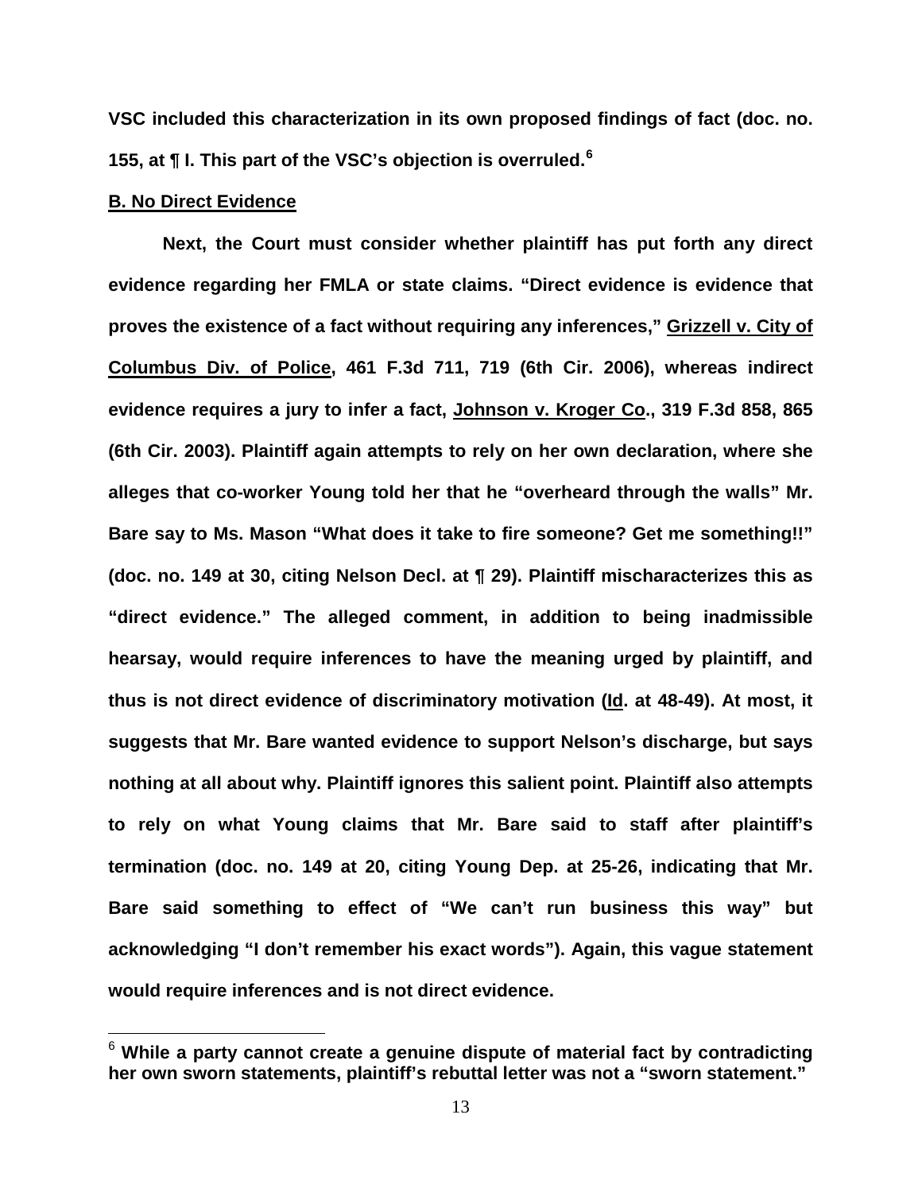**VSC included this characterization in its own proposed findings of fact (doc. no. 155, at ¶ I. This part of the VSC's objection is overruled.[6]**

**B. No Direct Evidence**

**Next, the Court must consider whether plaintiff has put forth any direct evidence regarding her FMLA or state claims. "Direct evidence is evidence that proves the existence of a fact without requiring any inferences," Grizzell v. City of Columbus Div. of Police, 461 F.3d 711, 719 (6th Cir. 2006), whereas indirect evidence requires a jury to infer a fact, Johnson v. Kroger Co., 319 F.3d 858, 865 (6th Cir. 2003). Plaintiff again attempts to rely on her own declaration, where she alleges that co-worker Young told her that he "overheard through the walls" Mr. Bare say to Ms. Mason "What does it take to fire someone? Get me something!!" (doc. no. 149 at 30, citing Nelson Decl. at ¶ 29). Plaintiff mischaracterizes this as "direct evidence." The alleged comment, in addition to being inadmissible hearsay, would require inferences to have the meaning urged by plaintiff, and thus is not direct evidence of discriminatory motivation (Id. at 48-49). At most, it suggests that Mr. Bare wanted evidence to support Nelson's discharge, but says nothing at all about why. Plaintiff ignores this salient point. Plaintiff also attempts to rely on what Young claims that Mr. Bare said to staff after plaintiff's termination (doc. no. 149 at 20, citing Young Dep. at 25-26, indicating that Mr. Bare said something to effect of "We can't run business this way" but acknowledging "I don't remember his exact words"). Again, this vague statement would require inferences and is not direct evidence.**

---

[6] **While a party cannot create a genuine dispute of material fact by contradicting her own sworn statements, plaintiff's rebuttal letter was not a "sworn statement."**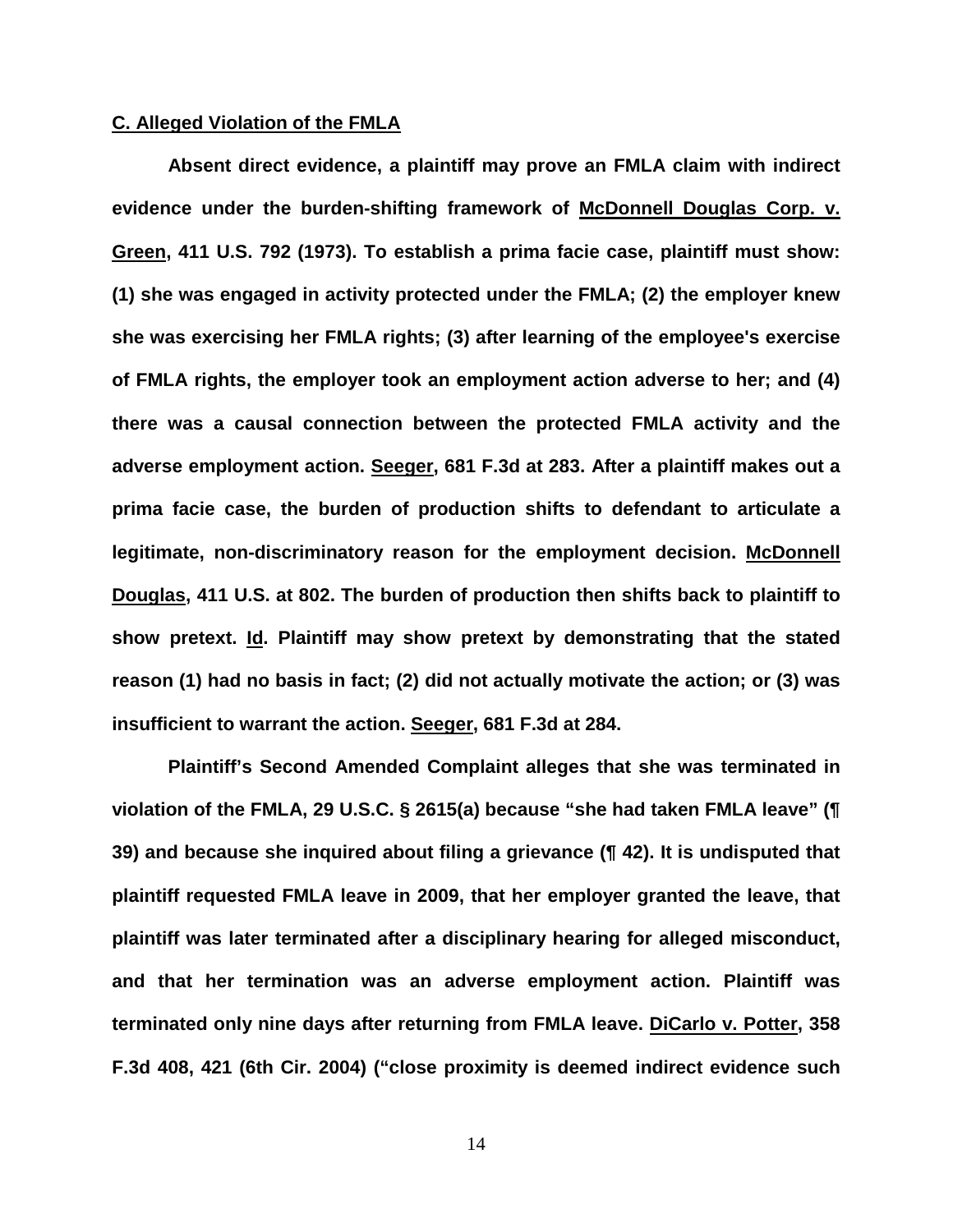## C. Alleged Violation of the FMLA

**Absent direct evidence, a plaintiff may prove an FMLA claim with indirect evidence under the burden-shifting framework of McDonnell Douglas Corp. v. Green, 411 U.S. 792 (1973). To establish a prima facie case, plaintiff must show: (1) she was engaged in activity protected under the FMLA; (2) the employer knew she was exercising her FMLA rights; (3) after learning of the employee's exercise of FMLA rights, the employer took an employment action adverse to her; and (4) there was a causal connection between the protected FMLA activity and the adverse employment action. Seeger, 681 F.3d at 283. After a plaintiff makes out a prima facie case, the burden of production shifts to defendant to articulate a legitimate, non-discriminatory reason for the employment decision. McDonnell Douglas, 411 U.S. at 802. The burden of production then shifts back to plaintiff to show pretext. Id. Plaintiff may show pretext by demonstrating that the stated reason (1) had no basis in fact; (2) did not actually motivate the action; or (3) was insufficient to warrant the action. Seeger, 681 F.3d at 284.**

**Plaintiff's Second Amended Complaint alleges that she was terminated in violation of the FMLA, 29 U.S.C. § 2615(a) because "she had taken FMLA leave" (¶ 39) and because she inquired about filing a grievance (¶ 42). It is undisputed that plaintiff requested FMLA leave in 2009, that her employer granted the leave, that plaintiff was later terminated after a disciplinary hearing for alleged misconduct, and that her termination was an adverse employment action. Plaintiff was terminated only nine days after returning from FMLA leave. DiCarlo v. Potter, 358 F.3d 408, 421 (6th Cir. 2004) ("close proximity is deemed indirect evidence such**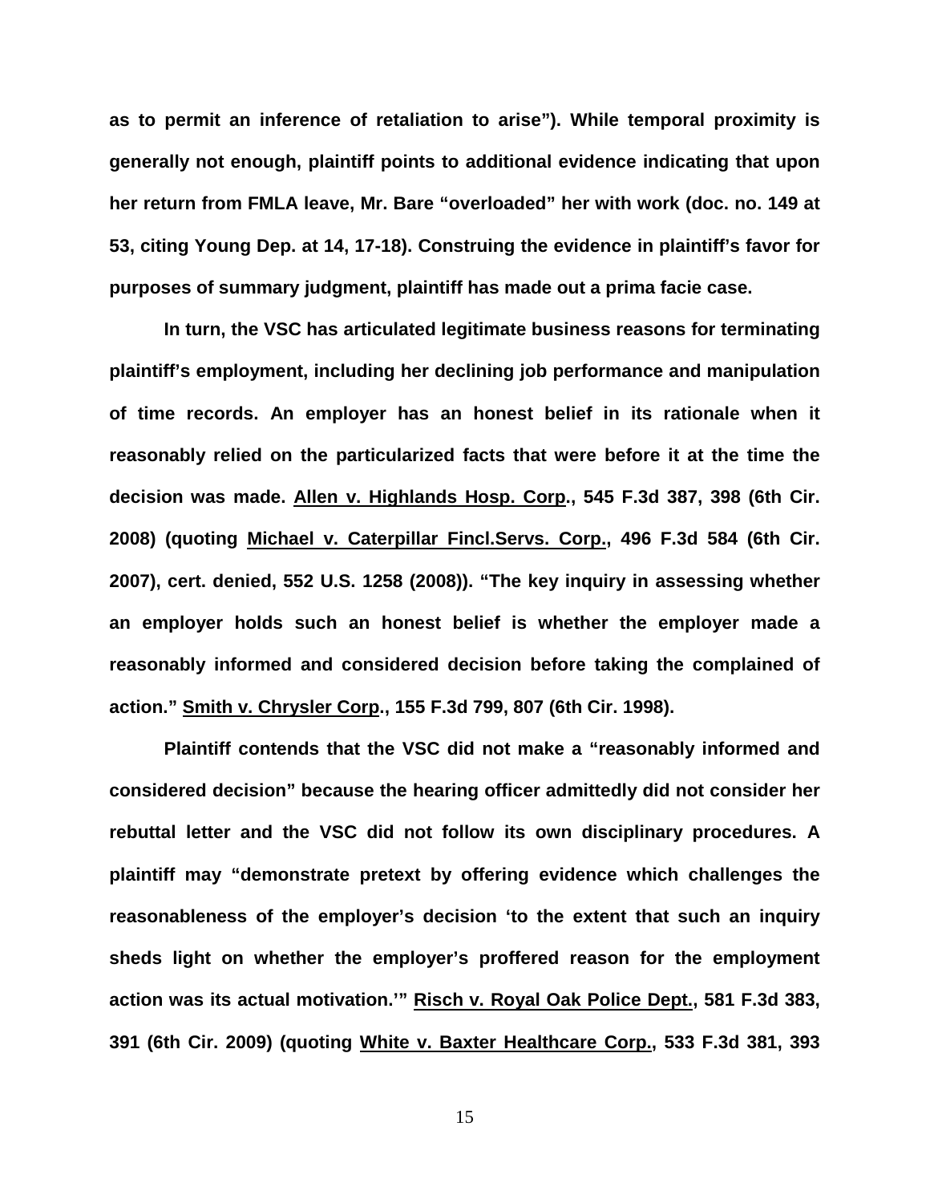**as to permit an inference of retaliation to arise"). While temporal proximity is generally not enough, plaintiff points to additional evidence indicating that upon her return from FMLA leave, Mr. Bare "overloaded" her with work (doc. no. 149 at 53, citing Young Dep. at 14, 17-18). Construing the evidence in plaintiff's favor for purposes of summary judgment, plaintiff has made out a prima facie case.**

**In turn, the VSC has articulated legitimate business reasons for terminating plaintiff's employment, including her declining job performance and manipulation of time records. An employer has an honest belief in its rationale when it reasonably relied on the particularized facts that were before it at the time the decision was made. Allen v. Highlands Hosp. Corp., 545 F.3d 387, 398 (6th Cir. 2008) (quoting Michael v. Caterpillar Fincl.Servs. Corp., 496 F.3d 584 (6th Cir. 2007), cert. denied, 552 U.S. 1258 (2008)). "The key inquiry in assessing whether an employer holds such an honest belief is whether the employer made a reasonably informed and considered decision before taking the complained of action." Smith v. Chrysler Corp., 155 F.3d 799, 807 (6th Cir. 1998).**

**Plaintiff contends that the VSC did not make a "reasonably informed and considered decision" because the hearing officer admittedly did not consider her rebuttal letter and the VSC did not follow its own disciplinary procedures. A plaintiff may "demonstrate pretext by offering evidence which challenges the reasonableness of the employer's decision 'to the extent that such an inquiry sheds light on whether the employer's proffered reason for the employment action was its actual motivation.'" Risch v. Royal Oak Police Dept., 581 F.3d 383, 391 (6th Cir. 2009) (quoting White v. Baxter Healthcare Corp., 533 F.3d 381, 393**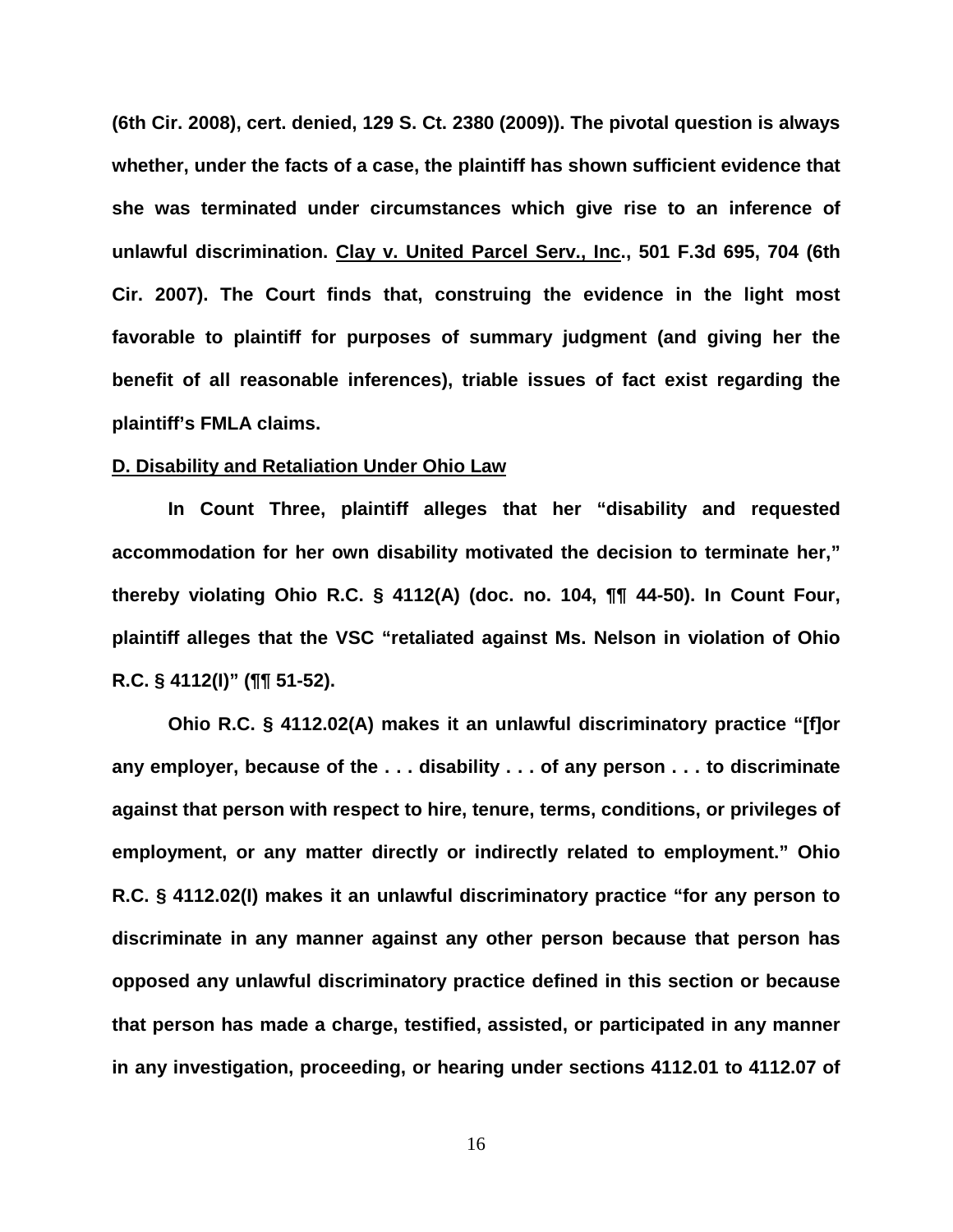**(6th Cir. 2008), cert. denied, 129 S. Ct. 2380 (2009)). The pivotal question is always whether, under the facts of a case, the plaintiff has shown sufficient evidence that she was terminated under circumstances which give rise to an inference of unlawful discrimination. Clay v. United Parcel Serv., Inc., 501 F.3d 695, 704 (6th Cir. 2007). The Court finds that, construing the evidence in the light most favorable to plaintiff for purposes of summary judgment (and giving her the benefit of all reasonable inferences), triable issues of fact exist regarding the plaintiff's FMLA claims.**

**D. Disability and Retaliation Under Ohio Law**

**In Count Three, plaintiff alleges that her "disability and requested accommodation for her own disability motivated the decision to terminate her," thereby violating Ohio R.C. § 4112(A) (doc. no. 104, ¶¶ 44-50). In Count Four, plaintiff alleges that the VSC "retaliated against Ms. Nelson in violation of Ohio R.C. § 4112(I)" (¶¶ 51-52).**

**Ohio R.C. § 4112.02(A) makes it an unlawful discriminatory practice "[f]or any employer, because of the . . . disability . . . of any person . . . to discriminate against that person with respect to hire, tenure, terms, conditions, or privileges of employment, or any matter directly or indirectly related to employment." Ohio R.C. § 4112.02(I) makes it an unlawful discriminatory practice "for any person to discriminate in any manner against any other person because that person has opposed any unlawful discriminatory practice defined in this section or because that person has made a charge, testified, assisted, or participated in any manner in any investigation, proceeding, or hearing under sections 4112.01 to 4112.07 of**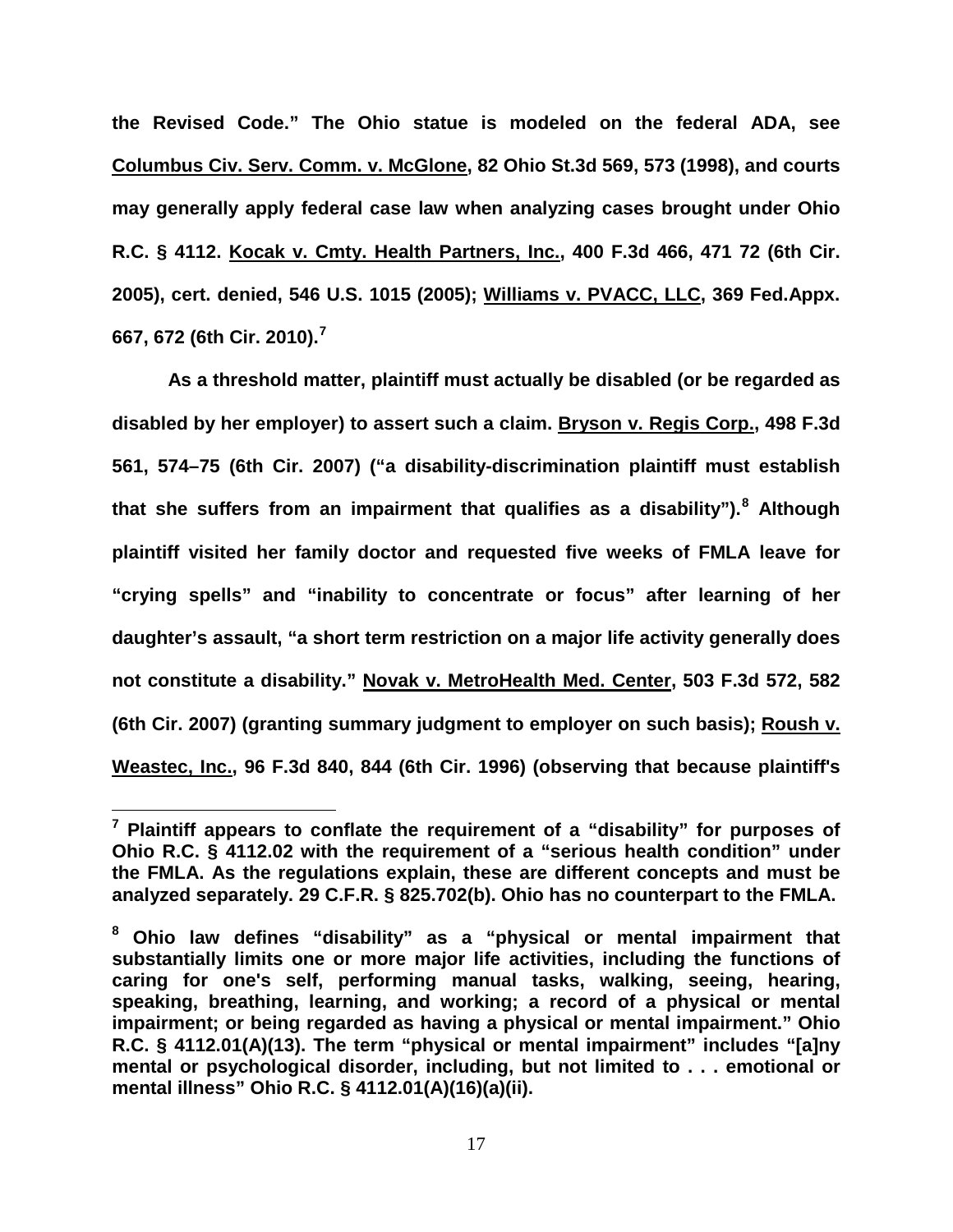the Revised Code." The Ohio statue is modeled on the federal ADA, see Columbus Civ. Serv. Comm. v. McGlone, 82 Ohio St.3d 569, 573 (1998), and courts may generally apply federal case law when analyzing cases brought under Ohio R.C. § 4112. Kocak v. Cmty. Health Partners, Inc., 400 F.3d 466, 471 72 (6th Cir. 2005), cert. denied, 546 U.S. 1015 (2005); Williams v. PVACC, LLC, 369 Fed.Appx. 667, 672 (6th Cir. 2010).[7]

As a threshold matter, plaintiff must actually be disabled (or be regarded as disabled by her employer) to assert such a claim. Bryson v. Regis Corp., 498 F.3d 561, 574–75 (6th Cir. 2007) ("a disability-discrimination plaintiff must establish that she suffers from an impairment that qualifies as a disability").[8] Although plaintiff visited her family doctor and requested five weeks of FMLA leave for "crying spells" and "inability to concentrate or focus" after learning of her daughter's assault, "a short term restriction on a major life activity generally does not constitute a disability." Novak v. MetroHealth Med. Center, 503 F.3d 572, 582 (6th Cir. 2007) (granting summary judgment to employer on such basis); Roush v. Weastec, Inc., 96 F.3d 840, 844 (6th Cir. 1996) (observing that because plaintiff's

---

[7] Plaintiff appears to conflate the requirement of a "disability" for purposes of Ohio R.C. § 4112.02 with the requirement of a "serious health condition" under the FMLA. As the regulations explain, these are different concepts and must be analyzed separately. 29 C.F.R. § 825.702(b). Ohio has no counterpart to the FMLA.

[8] Ohio law defines "disability" as a "physical or mental impairment that substantially limits one or more major life activities, including the functions of caring for one's self, performing manual tasks, walking, seeing, hearing, speaking, breathing, learning, and working; a record of a physical or mental impairment; or being regarded as having a physical or mental impairment." Ohio R.C. § 4112.01(A)(13). The term "physical or mental impairment" includes "[a]ny mental or psychological disorder, including, but not limited to . . . emotional or mental illness" Ohio R.C. § 4112.01(A)(16)(a)(ii).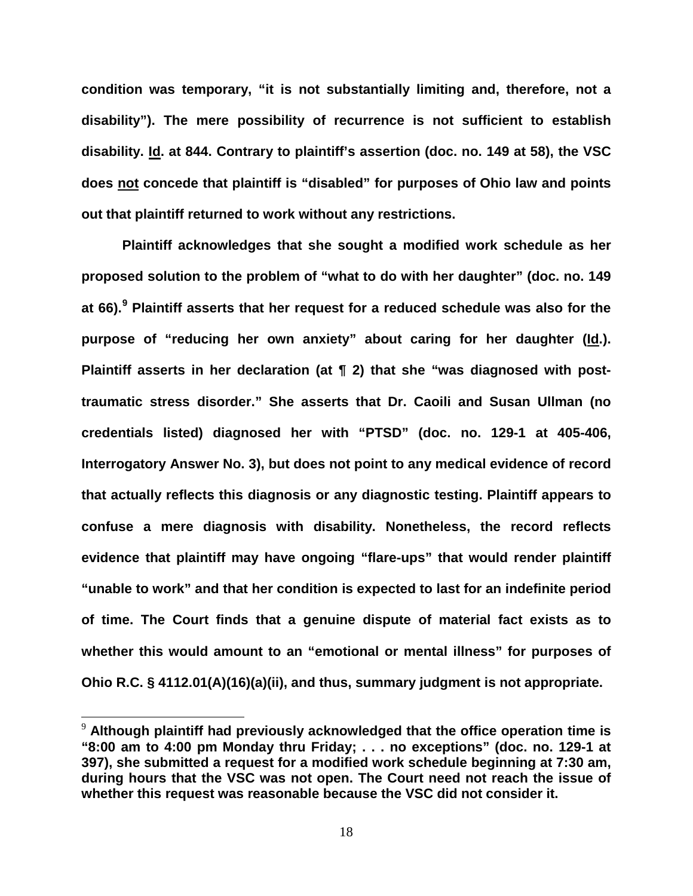**condition was temporary, "it is not substantially limiting and, therefore, not a disability"). The mere possibility of recurrence is not sufficient to establish disability. Id. at 844. Contrary to plaintiff's assertion (doc. no. 149 at 58), the VSC does not concede that plaintiff is "disabled" for purposes of Ohio law and points out that plaintiff returned to work without any restrictions.**

**Plaintiff acknowledges that she sought a modified work schedule as her proposed solution to the problem of "what to do with her daughter" (doc. no. 149 at 66).[9] Plaintiff asserts that her request for a reduced schedule was also for the purpose of "reducing her own anxiety" about caring for her daughter (Id.). Plaintiff asserts in her declaration (at ¶ 2) that she "was diagnosed with post-traumatic stress disorder." She asserts that Dr. Caoili and Susan Ullman (no credentials listed) diagnosed her with "PTSD" (doc. no. 129-1 at 405-406, Interrogatory Answer No. 3), but does not point to any medical evidence of record that actually reflects this diagnosis or any diagnostic testing. Plaintiff appears to confuse a mere diagnosis with disability. Nonetheless, the record reflects evidence that plaintiff may have ongoing "flare-ups" that would render plaintiff "unable to work" and that her condition is expected to last for an indefinite period of time. The Court finds that a genuine dispute of material fact exists as to whether this would amount to an "emotional or mental illness" for purposes of Ohio R.C. § 4112.01(A)(16)(a)(ii), and thus, summary judgment is not appropriate.**

---

[9] **Although plaintiff had previously acknowledged that the office operation time is "8:00 am to 4:00 pm Monday thru Friday; . . . no exceptions" (doc. no. 129-1 at 397), she submitted a request for a modified work schedule beginning at 7:30 am, during hours that the VSC was not open. The Court need not reach the issue of whether this request was reasonable because the VSC did not consider it.**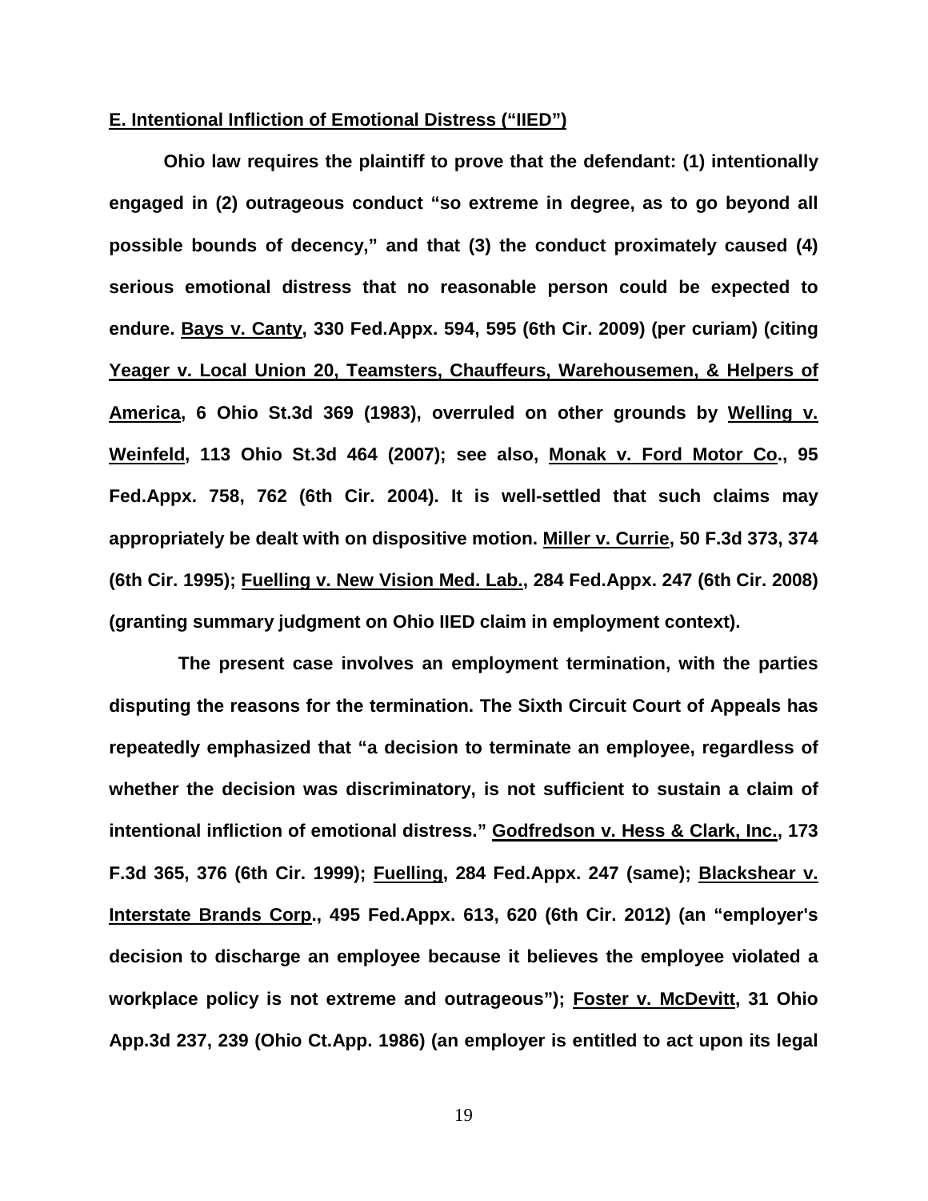**E. Intentional Infliction of Emotional Distress ("IIED")**

**Ohio law requires the plaintiff to prove that the defendant: (1) intentionally engaged in (2) outrageous conduct "so extreme in degree, as to go beyond all possible bounds of decency," and that (3) the conduct proximately caused (4) serious emotional distress that no reasonable person could be expected to endure. Bays v. Canty, 330 Fed.Appx. 594, 595 (6th Cir. 2009) (per curiam) (citing Yeager v. Local Union 20, Teamsters, Chauffeurs, Warehousemen, & Helpers of America, 6 Ohio St.3d 369 (1983), overruled on other grounds by Welling v. Weinfeld, 113 Ohio St.3d 464 (2007); see also, Monak v. Ford Motor Co., 95 Fed.Appx. 758, 762 (6th Cir. 2004). It is well-settled that such claims may appropriately be dealt with on dispositive motion. Miller v. Currie, 50 F.3d 373, 374 (6th Cir. 1995); Fuelling v. New Vision Med. Lab., 284 Fed.Appx. 247 (6th Cir. 2008) (granting summary judgment on Ohio IIED claim in employment context).**

**The present case involves an employment termination, with the parties disputing the reasons for the termination. The Sixth Circuit Court of Appeals has repeatedly emphasized that "a decision to terminate an employee, regardless of whether the decision was discriminatory, is not sufficient to sustain a claim of intentional infliction of emotional distress." Godfredson v. Hess & Clark, Inc., 173 F.3d 365, 376 (6th Cir. 1999); Fuelling, 284 Fed.Appx. 247 (same); Blackshear v. Interstate Brands Corp., 495 Fed.Appx. 613, 620 (6th Cir. 2012) (an "employer's decision to discharge an employee because it believes the employee violated a workplace policy is not extreme and outrageous"); Foster v. McDevitt, 31 Ohio App.3d 237, 239 (Ohio Ct.App. 1986) (an employer is entitled to act upon its legal**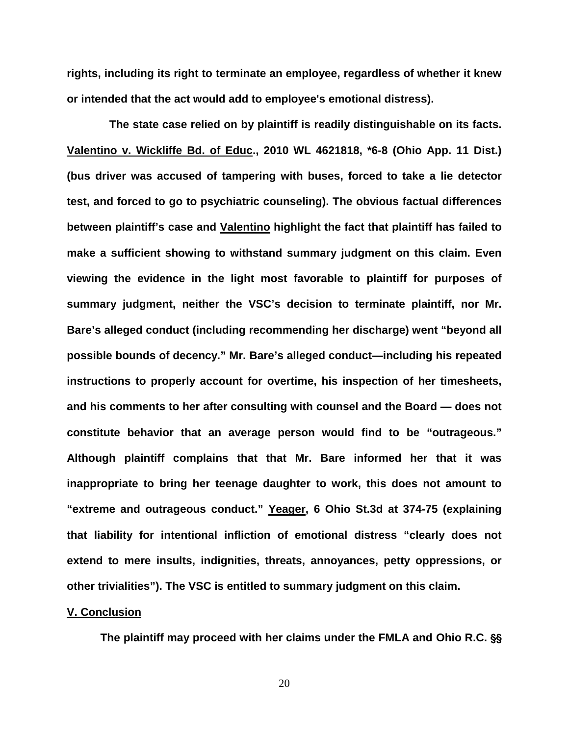**rights, including its right to terminate an employee, regardless of whether it knew or intended that the act would add to employee's emotional distress).**

**The state case relied on by plaintiff is readily distinguishable on its facts. Valentino v. Wickliffe Bd. of Educ., 2010 WL 4621818, *6-8 (Ohio App. 11 Dist.) (bus driver was accused of tampering with buses, forced to take a lie detector test, and forced to go to psychiatric counseling). The obvious factual differences between plaintiff's case and Valentino highlight the fact that plaintiff has failed to make a sufficient showing to withstand summary judgment on this claim. Even viewing the evidence in the light most favorable to plaintiff for purposes of summary judgment, neither the VSC's decision to terminate plaintiff, nor Mr. Bare's alleged conduct (including recommending her discharge) went "beyond all possible bounds of decency." Mr. Bare's alleged conduct—including his repeated instructions to properly account for overtime, his inspection of her timesheets, and his comments to her after consulting with counsel and the Board — does not constitute behavior that an average person would find to be "outrageous." Although plaintiff complains that that Mr. Bare informed her that it was inappropriate to bring her teenage daughter to work, this does not amount to "extreme and outrageous conduct." Yeager, 6 Ohio St.3d at 374-75 (explaining that liability for intentional infliction of emotional distress "clearly does not extend to mere insults, indignities, threats, annoyances, petty oppressions, or other trivialities"). The VSC is entitled to summary judgment on this claim.**

## V. Conclusion

**The plaintiff may proceed with her claims under the FMLA and Ohio R.C. §§**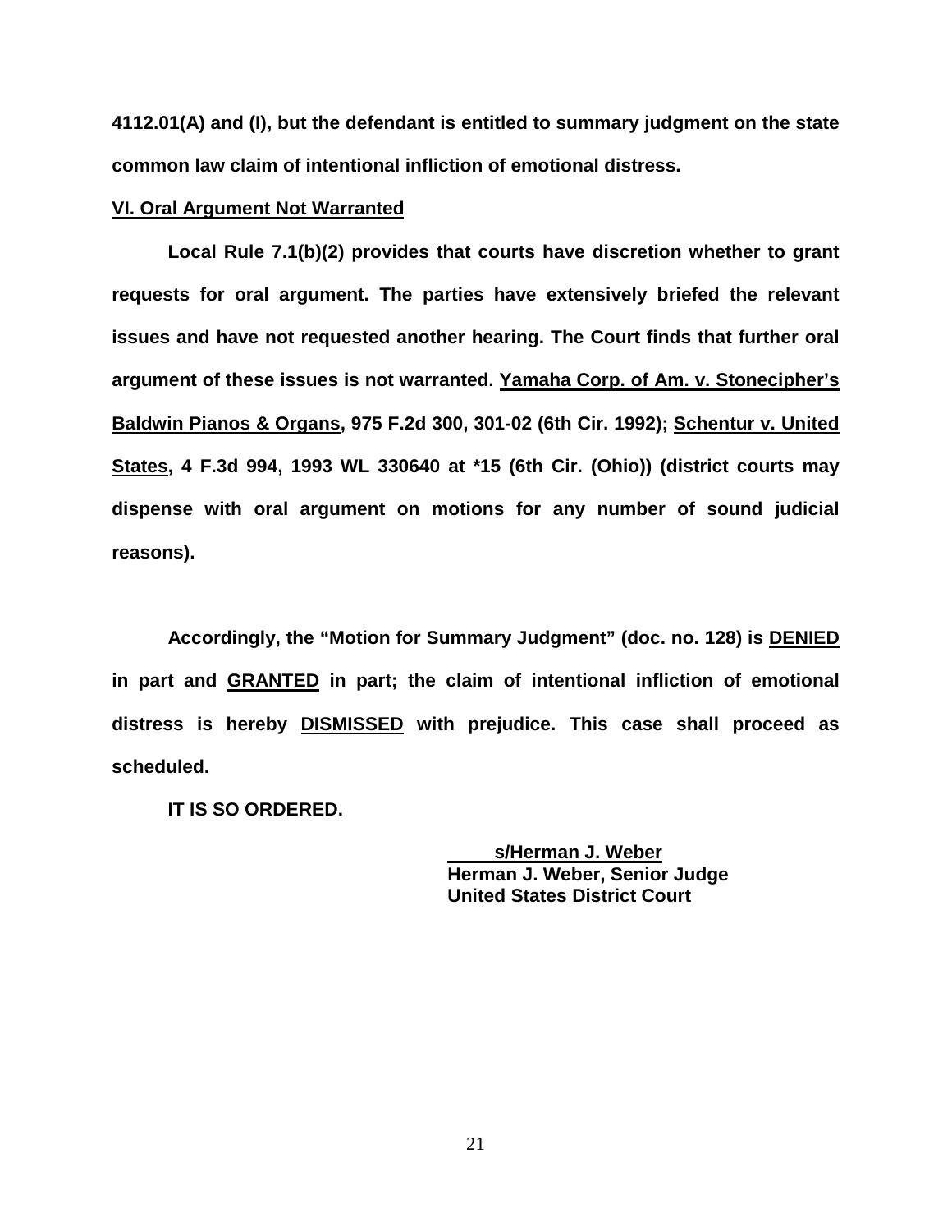**4112.01(A) and (I), but the defendant is entitled to summary judgment on the state common law claim of intentional infliction of emotional distress.**

**VI. Oral Argument Not Warranted**

**Local Rule 7.1(b)(2) provides that courts have discretion whether to grant requests for oral argument. The parties have extensively briefed the relevant issues and have not requested another hearing. The Court finds that further oral argument of these issues is not warranted. Yamaha Corp. of Am. v. Stonecipher's Baldwin Pianos & Organs, 975 F.2d 300, 301-02 (6th Cir. 1992); Schentur v. United States, 4 F.3d 994, 1993 WL 330640 at *15 (6th Cir. (Ohio)) (district courts may dispense with oral argument on motions for any number of sound judicial reasons).**

**Accordingly, the "Motion for Summary Judgment" (doc. no. 128) is DENIED in part and GRANTED in part; the claim of intentional infliction of emotional distress is hereby DISMISSED with prejudice. This case shall proceed as scheduled.**

**IT IS SO ORDERED.**

**s/Herman J. Weber**
**Herman J. Weber, Senior Judge**
**United States District Court**